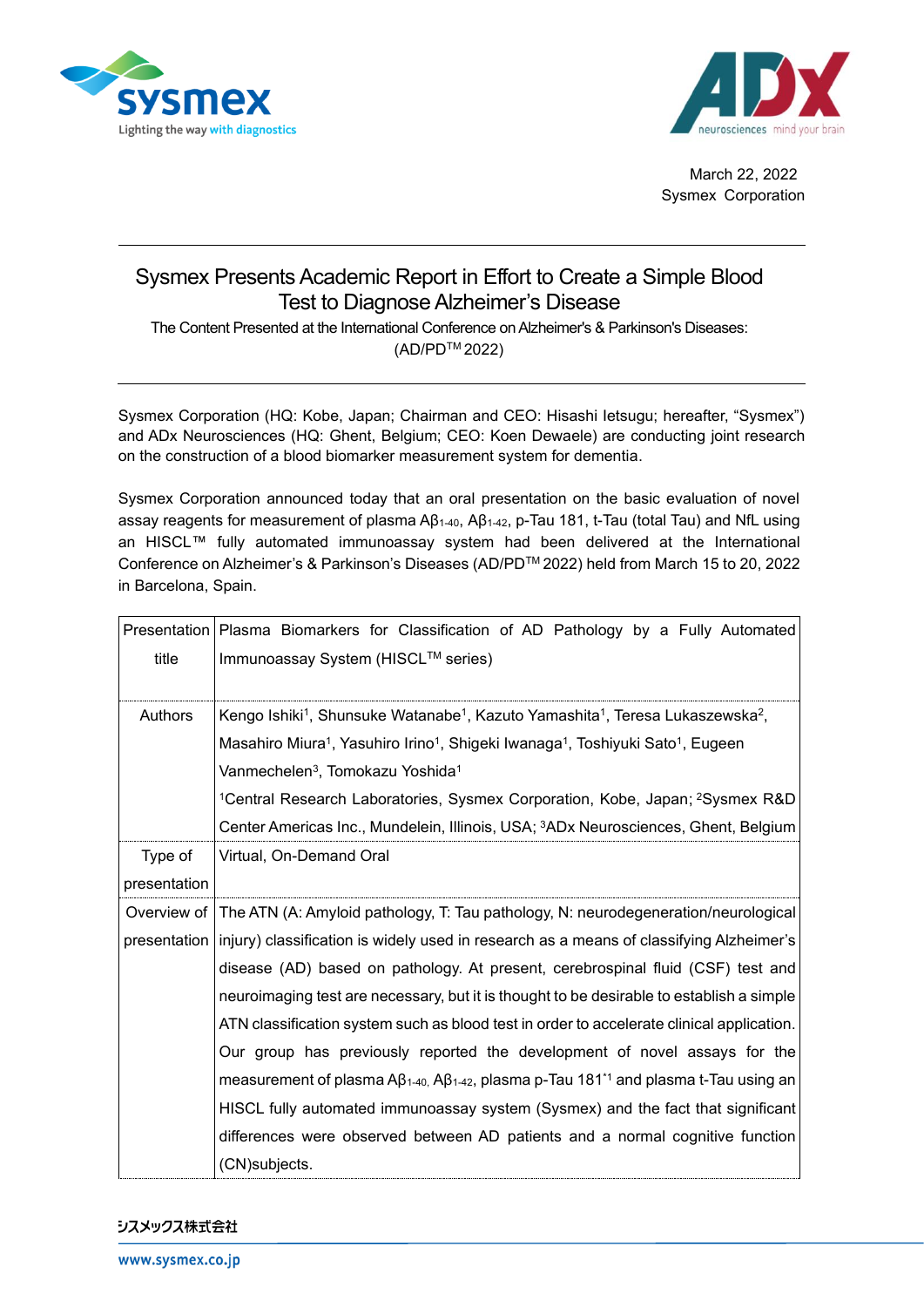March 22, 2022
Sysmex Corporation

# Sysmex Presents Academic Report in Effort to Create a Simple Blood Test to Diagnose Alzheimer's Disease

The Content Presented at the International Conference on Alzheimer's & Parkinson's Diseases: (AD/PD™ 2022)

Sysmex Corporation (HQ: Kobe, Japan; Chairman and CEO: Hisashi Ietsugu; hereafter, "Sysmex") and ADx Neurosciences (HQ: Ghent, Belgium; CEO: Koen Dewaele) are conducting joint research on the construction of a blood biomarker measurement system for dementia.

Sysmex Corporation announced today that an oral presentation on the basic evaluation of novel assay reagents for measurement of plasma $A\beta_{1\text{-}40}$, $A\beta_{1\text{-}42}$, p-Tau 181, t-Tau (total Tau) and NfL using an HISCL™ fully automated immunoassay system had been delivered at the International Conference on Alzheimer's & Parkinson's Diseases (AD/PD™ 2022) held from March 15 to 20, 2022 in Barcelona, Spain.

| | |
|---|---|
| Presentation title | Plasma Biomarkers for Classification of AD Pathology by a Fully Automated Immunoassay System (HISCL™ series) |
| Authors | Kengo Ishiki[1], Shunsuke Watanabe[1], Kazuto Yamashita[1], Teresa Lukaszewska[2], Masahiro Miura[1], Yasuhiro Irino[1], Shigeki Iwanaga[1], Toshiyuki Sato[1], Eugeen Vanmechelen[3], Tomokazu Yoshida[1]<br>[1]Central Research Laboratories, Sysmex Corporation, Kobe, Japan; [2]Sysmex R&D Center Americas Inc., Mundelein, Illinois, USA; [3]ADx Neurosciences, Ghent, Belgium |
| Type of presentation | Virtual, On-Demand Oral |
| Overview of presentation | The ATN (A: Amyloid pathology, T: Tau pathology, N: neurodegeneration/neurological injury) classification is widely used in research as a means of classifying Alzheimer's disease (AD) based on pathology. At present, cerebrospinal fluid (CSF) test and neuroimaging test are necessary, but it is thought to be desirable to establish a simple ATN classification system such as blood test in order to accelerate clinical application. Our group has previously reported the development of novel assays for the measurement of plasma $A\beta_{1\text{-}40}$, $A\beta_{1\text{-}42}$, plasma p-Tau 181[*1] and plasma t-Tau using an HISCL fully automated immunoassay system (Sysmex) and the fact that significant differences were observed between AD patients and a normal cognitive function (CN)subjects. |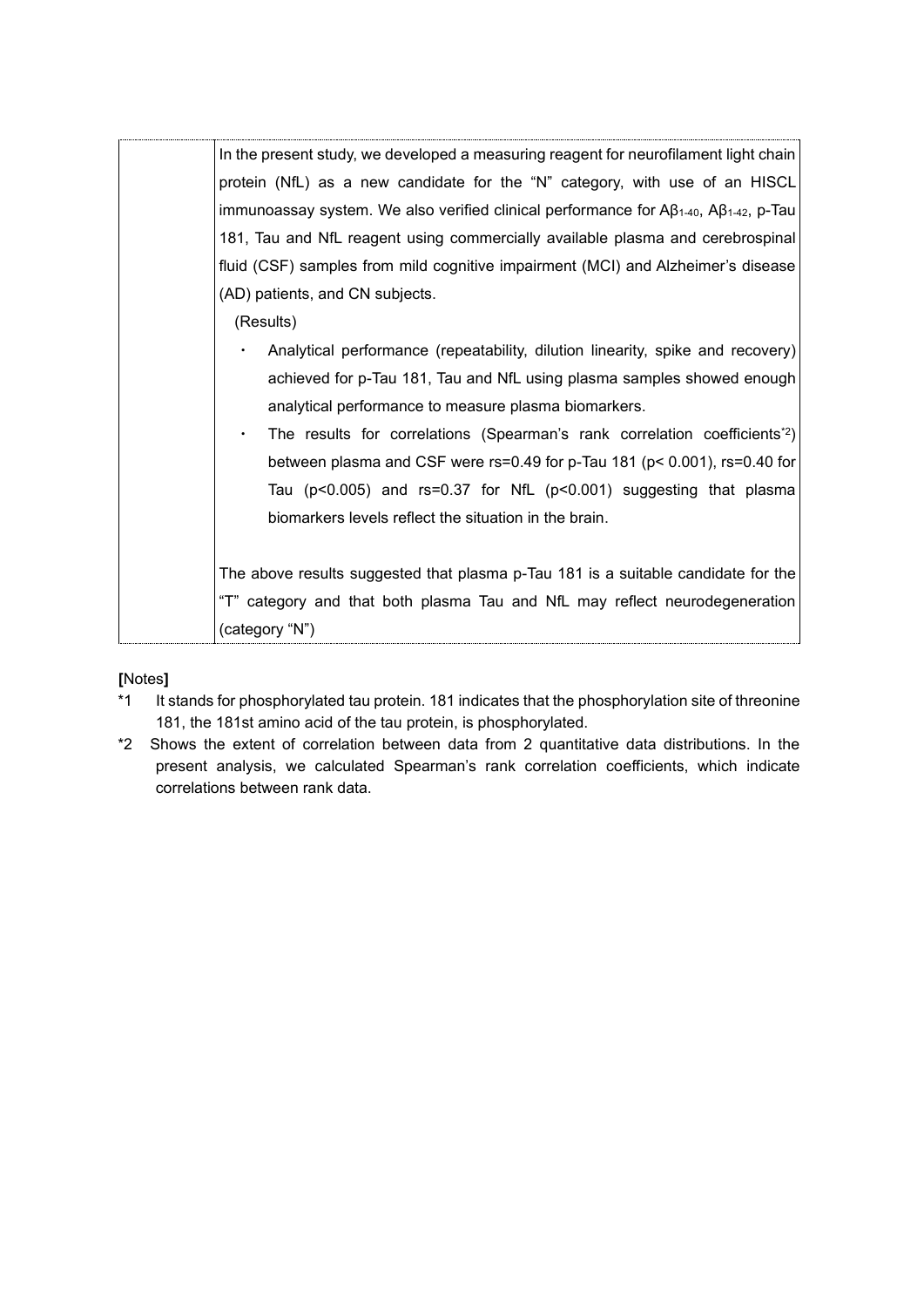| | |
|---|---|
| | In the present study, we developed a measuring reagent for neurofilament light chain protein (NfL) as a new candidate for the "N" category, with use of an HISCL immunoassay system. We also verified clinical performance for $A\beta_{1\text{-}40}$, $A\beta_{1\text{-}42}$, p-Tau 181, Tau and NfL reagent using commercially available plasma and cerebrospinal fluid (CSF) samples from mild cognitive impairment (MCI) and Alzheimer's disease (AD) patients, and CN subjects.<br>(Results)<br>・ Analytical performance (repeatability, dilution linearity, spike and recovery) achieved for p-Tau 181, Tau and NfL using plasma samples showed enough analytical performance to measure plasma biomarkers.<br>・ The results for correlations (Spearman's rank correlation coefficients[*2]) between plasma and CSF were $rs=0.49$ for p-Tau 181 ($p< 0.001$), $rs=0.40$ for Tau ($p<0.005$) and $rs=0.37$ for NfL ($p<0.001$) suggesting that plasma biomarkers levels reflect the situation in the brain.<br><br>The above results suggested that plasma p-Tau 181 is a suitable candidate for the "T" category and that both plasma Tau and NfL may reflect neurodegeneration (category "N") |

**[**Notes**]**

*1 It stands for phosphorylated tau protein. 181 indicates that the phosphorylation site of threonine 181, the 181st amino acid of the tau protein, is phosphorylated.

*2 Shows the extent of correlation between data from 2 quantitative data distributions. In the present analysis, we calculated Spearman's rank correlation coefficients, which indicate correlations between rank data.